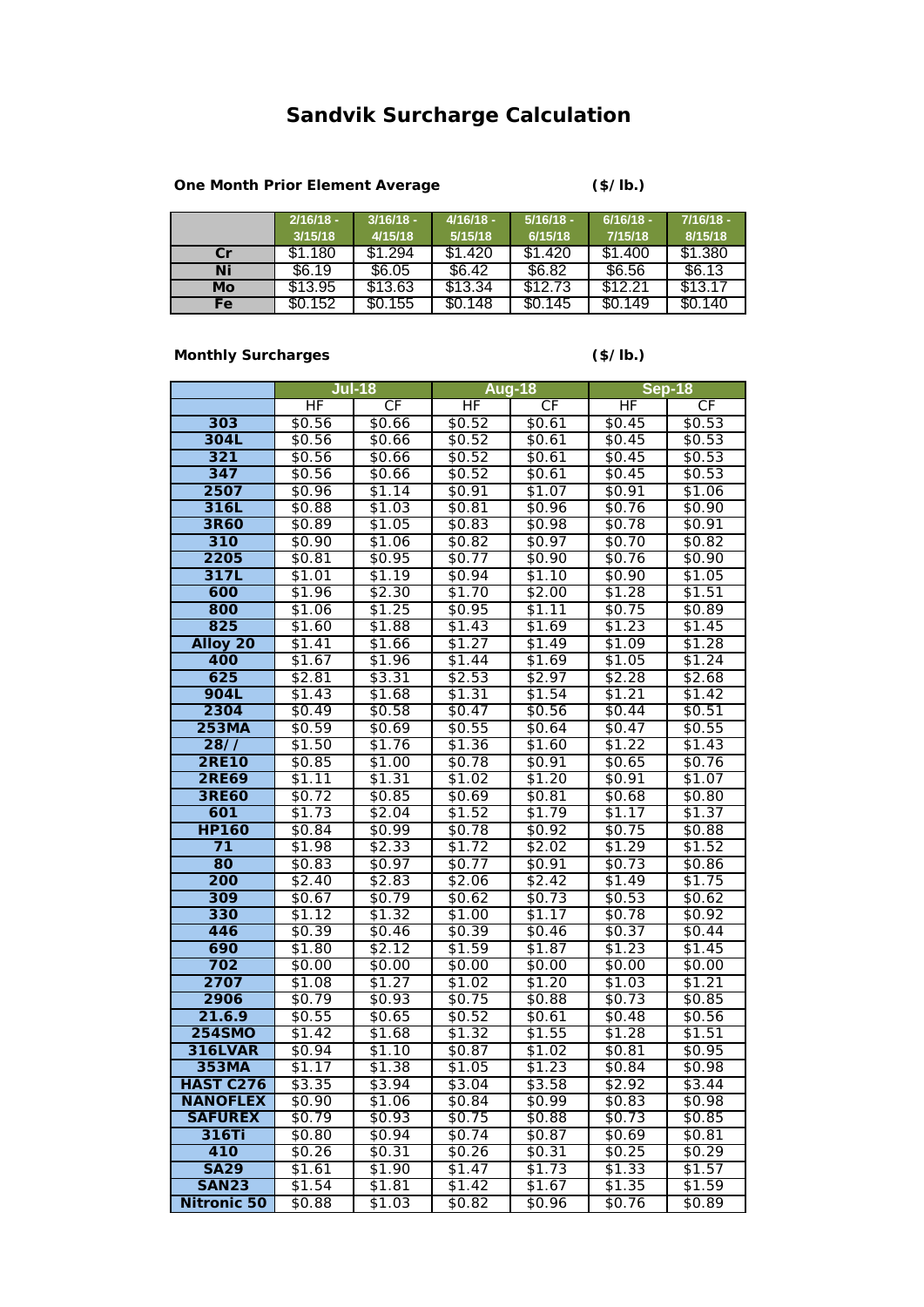# Sandvik Surcharge Calculation

**One Month Prior Element Average** **($/lb.)**

| | 2/16/18 - 3/15/18 | 3/16/18 - 4/15/18 | 4/16/18 - 5/15/18 | 5/16/18 - 6/15/18 | 6/16/18 - 7/15/18 | 7/16/18 - 8/15/18 |
|---|---|---|---|---|---|---|
| **Cr** | $1.180 | $1.294 | $1.420 | $1.420 | $1.400 | $1.380 |
| **Ni** | $6.19 | $6.05 | $6.42 | $6.82 | $6.56 | $6.13 |
| **Mo** | $13.95 | $13.63 | $13.34 | $12.73 | $12.21 | $13.17 |
| **Fe** | $0.152 | $0.155 | $0.148 | $0.145 | $0.149 | $0.140 |

**Monthly Surcharges** **($/lb.)**

| | Jul-18 | | Aug-18 | | Sep-18 | |
|---|---|---|---|---|---|---|
| | HF | CF | HF | CF | HF | CF |
| **303** | $0.56 | $0.66 | $0.52 | $0.61 | $0.45 | $0.53 |
| **304L** | $0.56 | $0.66 | $0.52 | $0.61 | $0.45 | $0.53 |
| **321** | $0.56 | $0.66 | $0.52 | $0.61 | $0.45 | $0.53 |
| **347** | $0.56 | $0.66 | $0.52 | $0.61 | $0.45 | $0.53 |
| **2507** | $0.96 | $1.14 | $0.91 | $1.07 | $0.91 | $1.06 |
| **316L** | $0.88 | $1.03 | $0.81 | $0.96 | $0.76 | $0.90 |
| **3R60** | $0.89 | $1.05 | $0.83 | $0.98 | $0.78 | $0.91 |
| **310** | $0.90 | $1.06 | $0.82 | $0.97 | $0.70 | $0.82 |
| **2205** | $0.81 | $0.95 | $0.77 | $0.90 | $0.76 | $0.90 |
| **317L** | $1.01 | $1.19 | $0.94 | $1.10 | $0.90 | $1.05 |
| **600** | $1.96 | $2.30 | $1.70 | $2.00 | $1.28 | $1.51 |
| **800** | $1.06 | $1.25 | $0.95 | $1.11 | $0.75 | $0.89 |
| **825** | $1.60 | $1.88 | $1.43 | $1.69 | $1.23 | $1.45 |
| **Alloy 20** | $1.41 | $1.66 | $1.27 | $1.49 | $1.09 | $1.28 |
| **400** | $1.67 | $1.96 | $1.44 | $1.69 | $1.05 | $1.24 |
| **625** | $2.81 | $3.31 | $2.53 | $2.97 | $2.28 | $2.68 |
| **904L** | $1.43 | $1.68 | $1.31 | $1.54 | $1.21 | $1.42 |
| **2304** | $0.49 | $0.58 | $0.47 | $0.56 | $0.44 | $0.51 |
| **253MA** | $0.59 | $0.69 | $0.55 | $0.64 | $0.47 | $0.55 |
| **28//** | $1.50 | $1.76 | $1.36 | $1.60 | $1.22 | $1.43 |
| **2RE10** | $0.85 | $1.00 | $0.78 | $0.91 | $0.65 | $0.76 |
| **2RE69** | $1.11 | $1.31 | $1.02 | $1.20 | $0.91 | $1.07 |
| **3RE60** | $0.72 | $0.85 | $0.69 | $0.81 | $0.68 | $0.80 |
| **601** | $1.73 | $2.04 | $1.52 | $1.79 | $1.17 | $1.37 |
| **HP160** | $0.84 | $0.99 | $0.78 | $0.92 | $0.75 | $0.88 |
| **71** | $1.98 | $2.33 | $1.72 | $2.02 | $1.29 | $1.52 |
| **80** | $0.83 | $0.97 | $0.77 | $0.91 | $0.73 | $0.86 |
| **200** | $2.40 | $2.83 | $2.06 | $2.42 | $1.49 | $1.75 |
| **309** | $0.67 | $0.79 | $0.62 | $0.73 | $0.53 | $0.62 |
| **330** | $1.12 | $1.32 | $1.00 | $1.17 | $0.78 | $0.92 |
| **446** | $0.39 | $0.46 | $0.39 | $0.46 | $0.37 | $0.44 |
| **690** | $1.80 | $2.12 | $1.59 | $1.87 | $1.23 | $1.45 |
| **702** | $0.00 | $0.00 | $0.00 | $0.00 | $0.00 | $0.00 |
| **2707** | $1.08 | $1.27 | $1.02 | $1.20 | $1.03 | $1.21 |
| **2906** | $0.79 | $0.93 | $0.75 | $0.88 | $0.73 | $0.85 |
| **21.6.9** | $0.55 | $0.65 | $0.52 | $0.61 | $0.48 | $0.56 |
| **254SMO** | $1.42 | $1.68 | $1.32 | $1.55 | $1.28 | $1.51 |
| **316LVAR** | $0.94 | $1.10 | $0.87 | $1.02 | $0.81 | $0.95 |
| **353MA** | $1.17 | $1.38 | $1.05 | $1.23 | $0.84 | $0.98 |
| **HAST C276** | $3.35 | $3.94 | $3.04 | $3.58 | $2.92 | $3.44 |
| **NANOFLEX** | $0.90 | $1.06 | $0.84 | $0.99 | $0.83 | $0.98 |
| **SAFUREX** | $0.79 | $0.93 | $0.75 | $0.88 | $0.73 | $0.85 |
| **316Ti** | $0.80 | $0.94 | $0.74 | $0.87 | $0.69 | $0.81 |
| **410** | $0.26 | $0.31 | $0.26 | $0.31 | $0.25 | $0.29 |
| **SA29** | $1.61 | $1.90 | $1.47 | $1.73 | $1.33 | $1.57 |
| **SAN23** | $1.54 | $1.81 | $1.42 | $1.67 | $1.35 | $1.59 |
| **Nitronic 50** | $0.88 | $1.03 | $0.82 | $0.96 | $0.76 | $0.89 |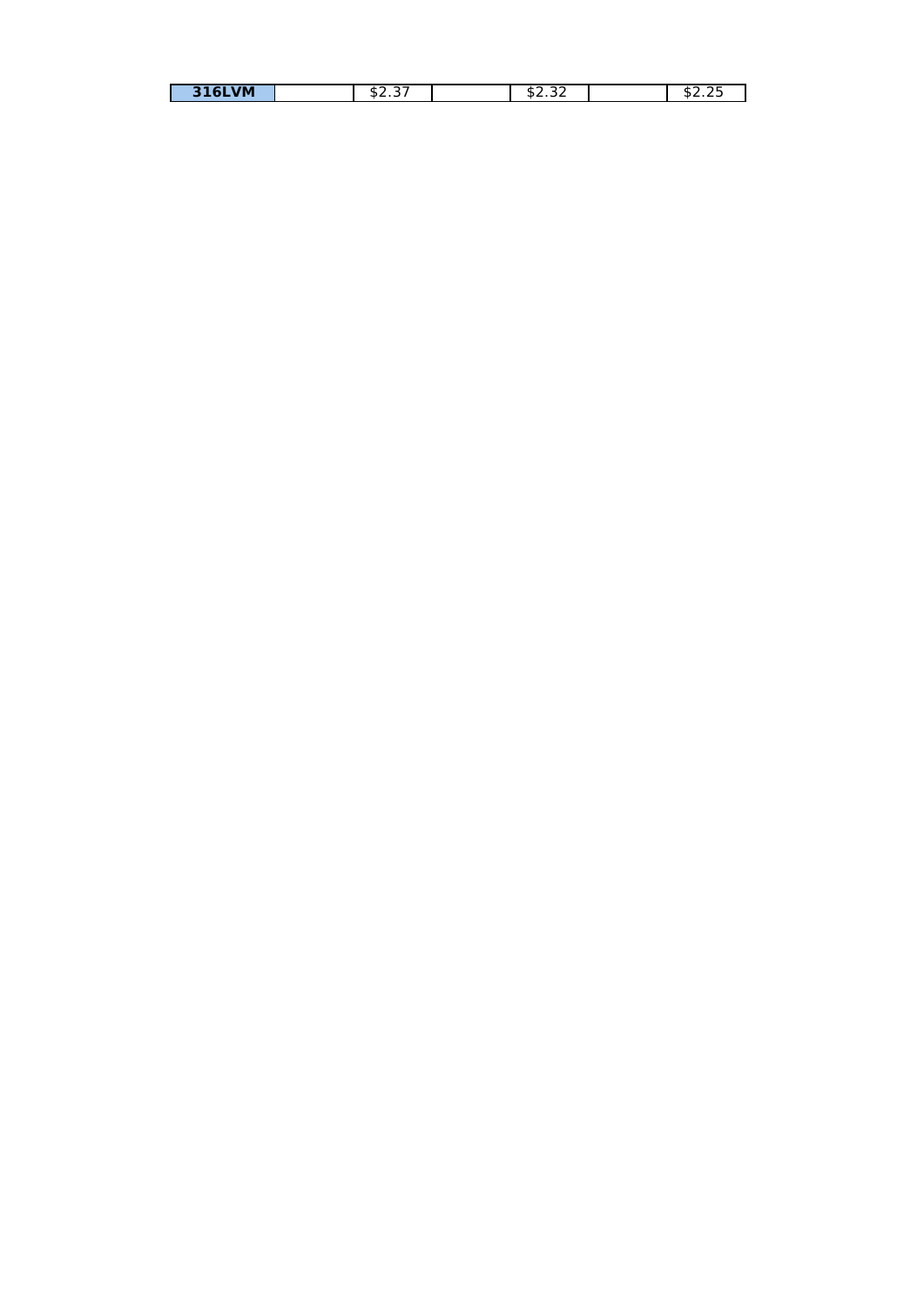| | | | | | | |
|---|---|---|---|---|---|---|
| **316LVM** | | $2.37 | | $2.32 | | $2.25 |